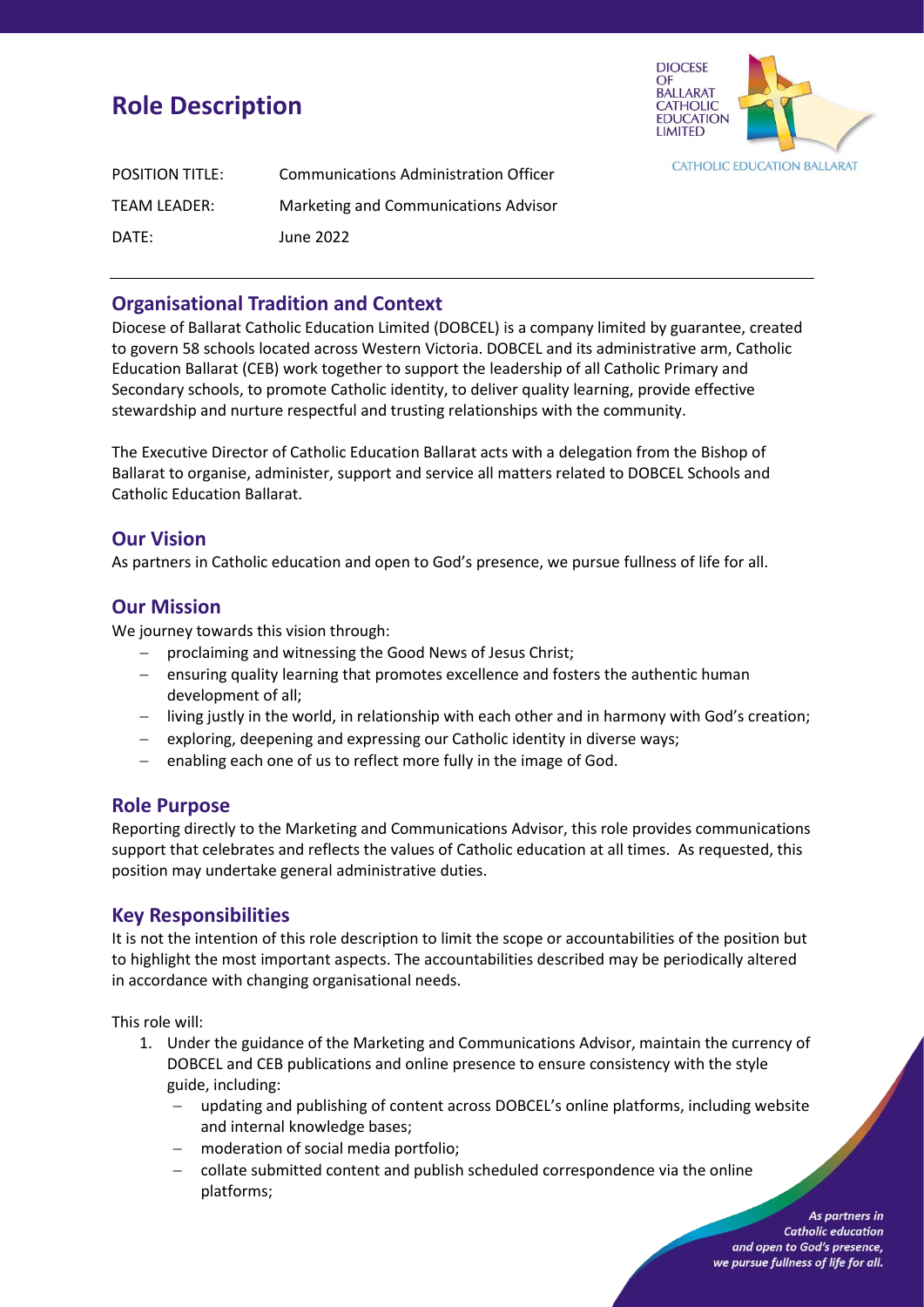# Role Description

POSITION TITLE: Communications Administration Officer

TEAM LEADER: Marketing and Communications Advisor

DATE: June 2022

---

## Organisational Tradition and Context

Diocese of Ballarat Catholic Education Limited (DOBCEL) is a company limited by guarantee, created to govern 58 schools located across Western Victoria. DOBCEL and its administrative arm, Catholic Education Ballarat (CEB) work together to support the leadership of all Catholic Primary and Secondary schools, to promote Catholic identity, to deliver quality learning, provide effective stewardship and nurture respectful and trusting relationships with the community.

The Executive Director of Catholic Education Ballarat acts with a delegation from the Bishop of Ballarat to organise, administer, support and service all matters related to DOBCEL Schools and Catholic Education Ballarat.

## Our Vision

As partners in Catholic education and open to God's presence, we pursue fullness of life for all.

## Our Mission

We journey towards this vision through:

- proclaiming and witnessing the Good News of Jesus Christ;
- ensuring quality learning that promotes excellence and fosters the authentic human development of all;
- living justly in the world, in relationship with each other and in harmony with God's creation;
- exploring, deepening and expressing our Catholic identity in diverse ways;
- enabling each one of us to reflect more fully in the image of God.

## Role Purpose

Reporting directly to the Marketing and Communications Advisor, this role provides communications support that celebrates and reflects the values of Catholic education at all times. As requested, this position may undertake general administrative duties.

## Key Responsibilities

It is not the intention of this role description to limit the scope or accountabilities of the position but to highlight the most important aspects. The accountabilities described may be periodically altered in accordance with changing organisational needs.

This role will:

1. Under the guidance of the Marketing and Communications Advisor, maintain the currency of DOBCEL and CEB publications and online presence to ensure consistency with the style guide, including:
   - updating and publishing of content across DOBCEL's online platforms, including website and internal knowledge bases;
   - moderation of social media portfolio;
   - collate submitted content and publish scheduled correspondence via the online platforms;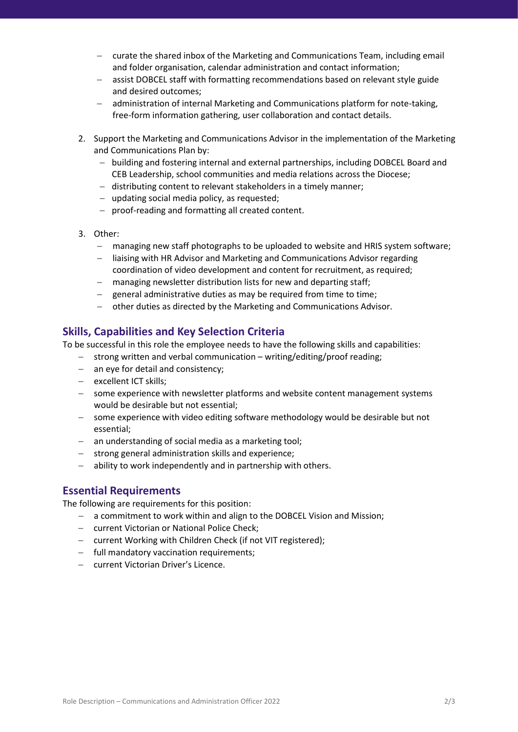- curate the shared inbox of the Marketing and Communications Team, including email and folder organisation, calendar administration and contact information;
- assist DOBCEL staff with formatting recommendations based on relevant style guide and desired outcomes;
- administration of internal Marketing and Communications platform for note-taking, free-form information gathering, user collaboration and contact details.

2. Support the Marketing and Communications Advisor in the implementation of the Marketing and Communications Plan by:
   - building and fostering internal and external partnerships, including DOBCEL Board and CEB Leadership, school communities and media relations across the Diocese;
   - distributing content to relevant stakeholders in a timely manner;
   - updating social media policy, as requested;
   - proof-reading and formatting all created content.

3. Other:
   - managing new staff photographs to be uploaded to website and HRIS system software;
   - liaising with HR Advisor and Marketing and Communications Advisor regarding coordination of video development and content for recruitment, as required;
   - managing newsletter distribution lists for new and departing staff;
   - general administrative duties as may be required from time to time;
   - other duties as directed by the Marketing and Communications Advisor.

## Skills, Capabilities and Key Selection Criteria

To be successful in this role the employee needs to have the following skills and capabilities:

- strong written and verbal communication – writing/editing/proof reading;
- an eye for detail and consistency;
- excellent ICT skills;
- some experience with newsletter platforms and website content management systems would be desirable but not essential;
- some experience with video editing software methodology would be desirable but not essential;
- an understanding of social media as a marketing tool;
- strong general administration skills and experience;
- ability to work independently and in partnership with others.

## Essential Requirements

The following are requirements for this position:

- a commitment to work within and align to the DOBCEL Vision and Mission;
- current Victorian or National Police Check;
- current Working with Children Check (if not VIT registered);
- full mandatory vaccination requirements;
- current Victorian Driver's Licence.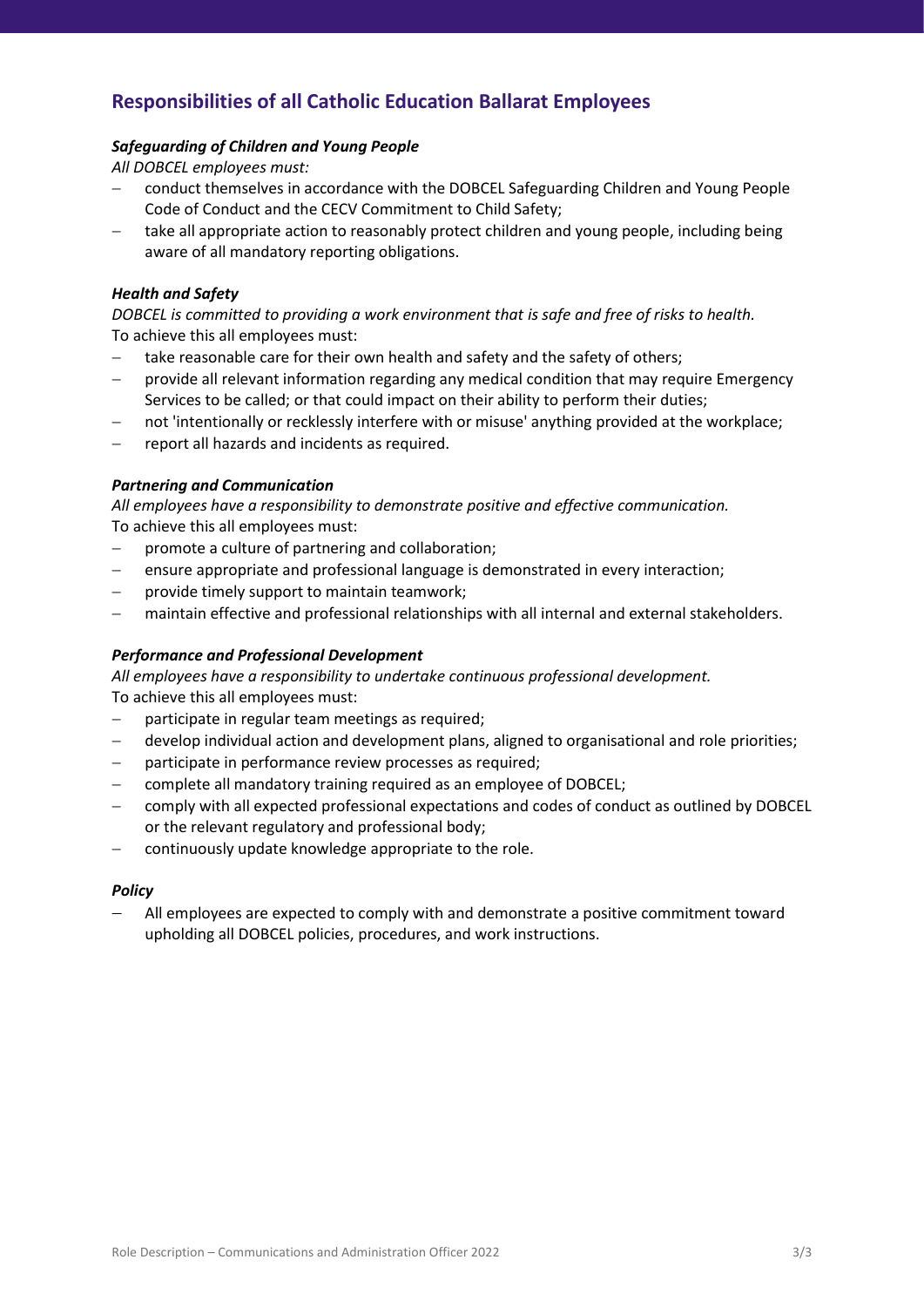## Responsibilities of all Catholic Education Ballarat Employees

***Safeguarding of Children and Young People***

*All DOBCEL employees must:*

- conduct themselves in accordance with the DOBCEL Safeguarding Children and Young People Code of Conduct and the CECV Commitment to Child Safety;
- take all appropriate action to reasonably protect children and young people, including being aware of all mandatory reporting obligations.

***Health and Safety***

*DOBCEL is committed to providing a work environment that is safe and free of risks to health.*
To achieve this all employees must:

- take reasonable care for their own health and safety and the safety of others;
- provide all relevant information regarding any medical condition that may require Emergency Services to be called; or that could impact on their ability to perform their duties;
- not 'intentionally or recklessly interfere with or misuse' anything provided at the workplace;
- report all hazards and incidents as required.

***Partnering and Communication***

*All employees have a responsibility to demonstrate positive and effective communication.*
To achieve this all employees must:

- promote a culture of partnering and collaboration;
- ensure appropriate and professional language is demonstrated in every interaction;
- provide timely support to maintain teamwork;
- maintain effective and professional relationships with all internal and external stakeholders.

***Performance and Professional Development***

*All employees have a responsibility to undertake continuous professional development.*
To achieve this all employees must:

- participate in regular team meetings as required;
- develop individual action and development plans, aligned to organisational and role priorities;
- participate in performance review processes as required;
- complete all mandatory training required as an employee of DOBCEL;
- comply with all expected professional expectations and codes of conduct as outlined by DOBCEL or the relevant regulatory and professional body;
- continuously update knowledge appropriate to the role.

***Policy***

- All employees are expected to comply with and demonstrate a positive commitment toward upholding all DOBCEL policies, procedures, and work instructions.